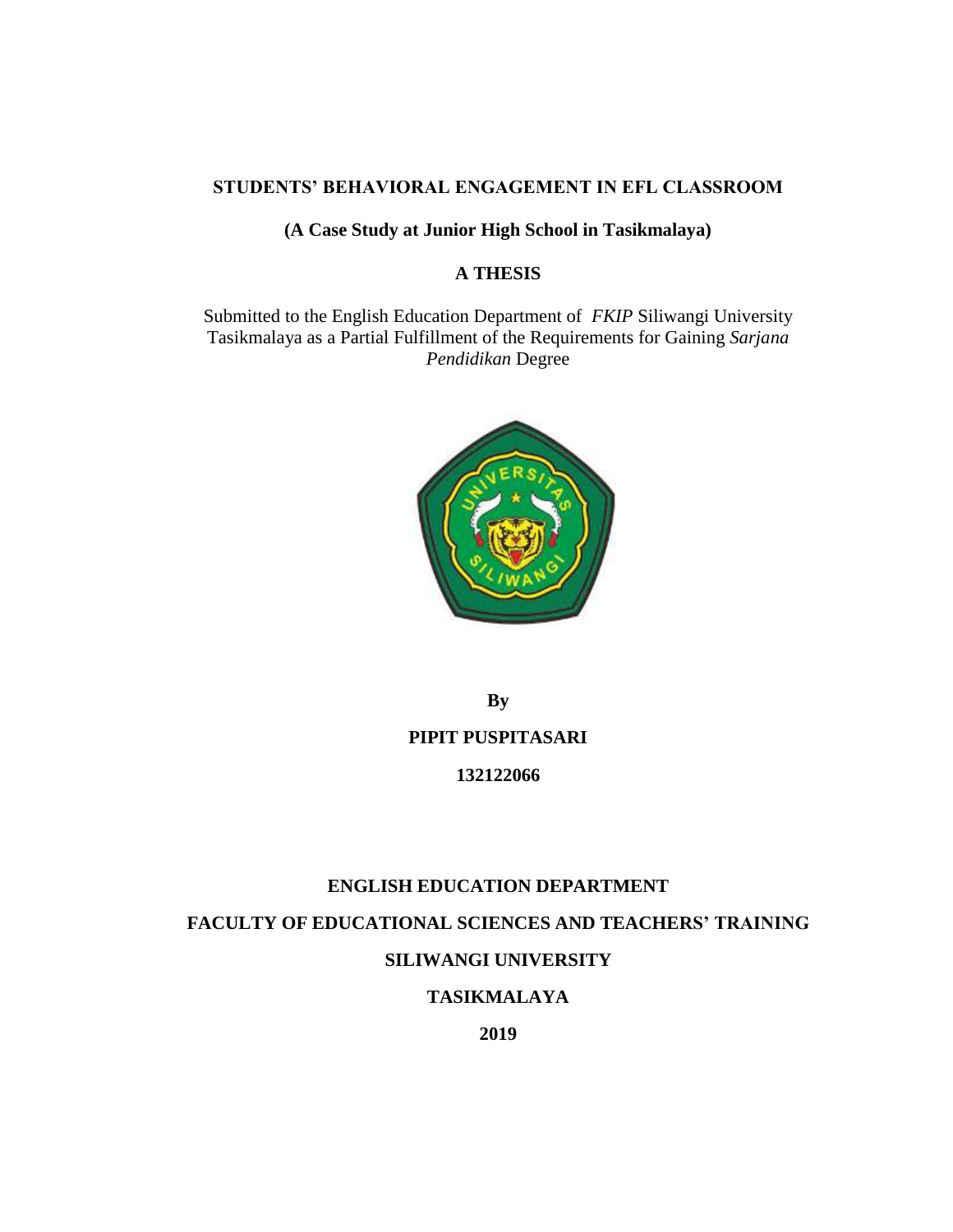# STUDENTS' BEHAVIORAL ENGAGEMENT IN EFL CLASSROOM

## (A Case Study at Junior High School in Tasikmalaya)

## A THESIS

Submitted to the English Education Department of *FKIP* Siliwangi University Tasikmalaya as a Partial Fulfillment of the Requirements for Gaining *Sarjana Pendidikan* Degree

**By**

**PIPIT PUSPITASARI**

**132122066**

**ENGLISH EDUCATION DEPARTMENT**

**FACULTY OF EDUCATIONAL SCIENCES AND TEACHERS' TRAINING**

**SILIWANGI UNIVERSITY**

**TASIKMALAYA**

**2019**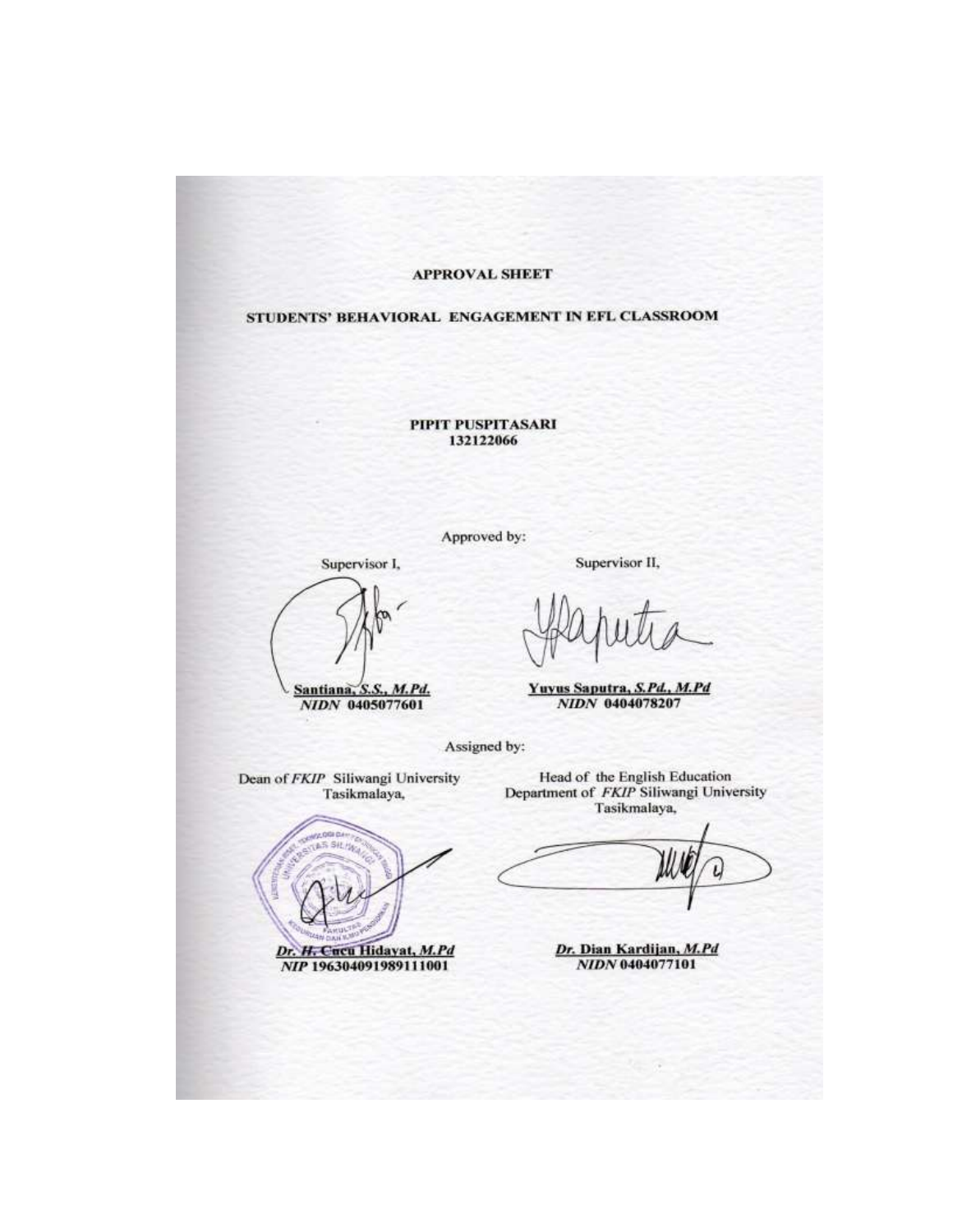# APPROVAL SHEET

## STUDENTS' BEHAVIORAL ENGAGEMENT IN EFL CLASSROOM

**PIPIT PUSPITASARI**
**132122066**

Approved by:

| Supervisor I, | Supervisor II, |
| --- | --- |
| **Santiana, *S.S., M.Pd.*** | **Yuyus Saputra, *S.Pd., M.Pd*** |
| ***NIDN* 0405077601** | ***NIDN* 0404078207** |

Assigned by:

| Dean of *FKIP* Siliwangi University Tasikmalaya, | Head of the English Education Department of *FKIP* Siliwangi University Tasikmalaya, |
| --- | --- |
| ***Dr. H.* Cucu Hidayat, *M.Pd*** | ***Dr.* Dian Kardijan, *M.Pd*** |
| ***NIP* 196304091989111001** | ***NIDN* 0404077101** |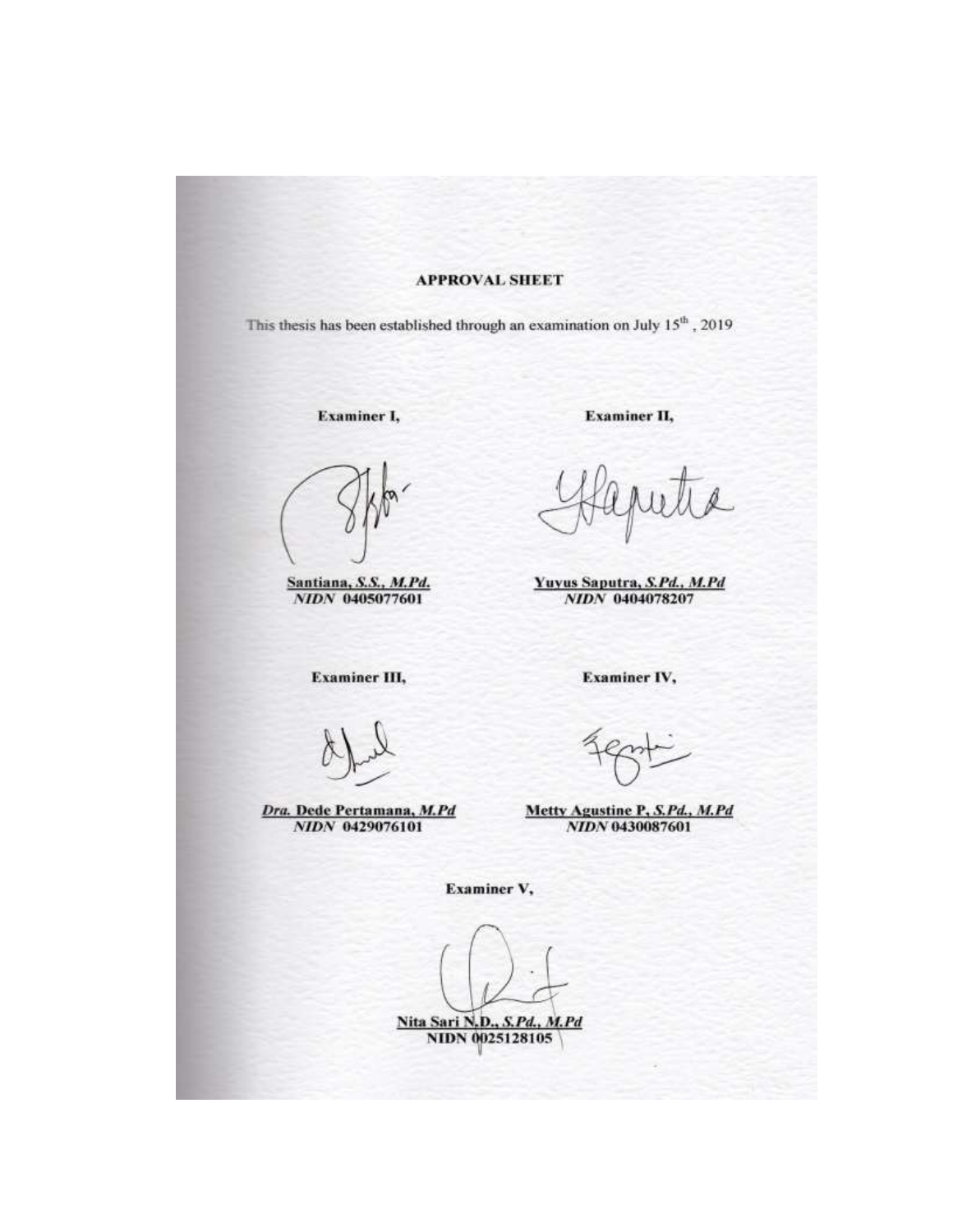## APPROVAL SHEET

This thesis has been established through an examination on July 15th, 2019

**Examiner I,**

**Santiana, *S.S., M.Pd.***
***NIDN* 0405077601**

**Examiner II,**

**Yuyus Saputra, *S.Pd., M.Pd***
***NIDN* 0404078207**

**Examiner III,**

***Dra.* Dede Pertamana, *M.Pd***
***NIDN* 0429076101**

**Examiner IV,**

**Metty Agustine P, *S.Pd., M.Pd***
***NIDN* 0430087601**

**Examiner V,**

**Nita Sari N.D., *S.Pd., M.Pd***
**NIDN 0025128105**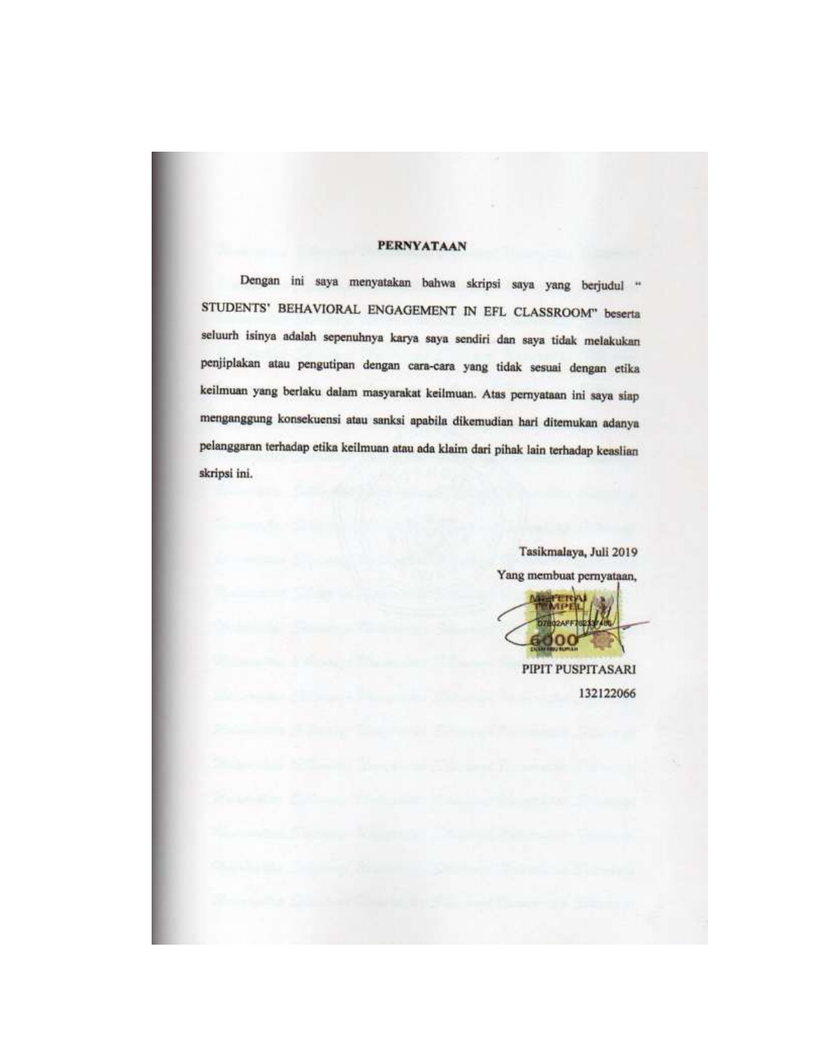## PERNYATAAN

Dengan ini saya menyatakan bahwa skripsi saya yang berjudul " STUDENTS' BEHAVIORAL ENGAGEMENT IN EFL CLASSROOM" beserta seluurh isinya adalah sepenuhnya karya saya sendiri dan saya tidak melakukan penjiplakan atau pengutipan dengan cara-cara yang tidak sesuai dengan etika keilmuan yang berlaku dalam masyarakat keilmuan. Atas pernyataan ini saya siap menganggung konsekuensi atau sanksi apabila dikemudian hari ditemukan adanya pelanggaran terhadap etika keilmuan atau ada klaim dari pihak lain terhadap keaslian skripsi ini.

Tasikmalaya, Juli 2019

Yang membuat pernyataan,

METERAI TEMPEL

D7802AFF70233?480

6000

ENAM RIBU RUPIAH

PIPIT PUSPITASARI

132122066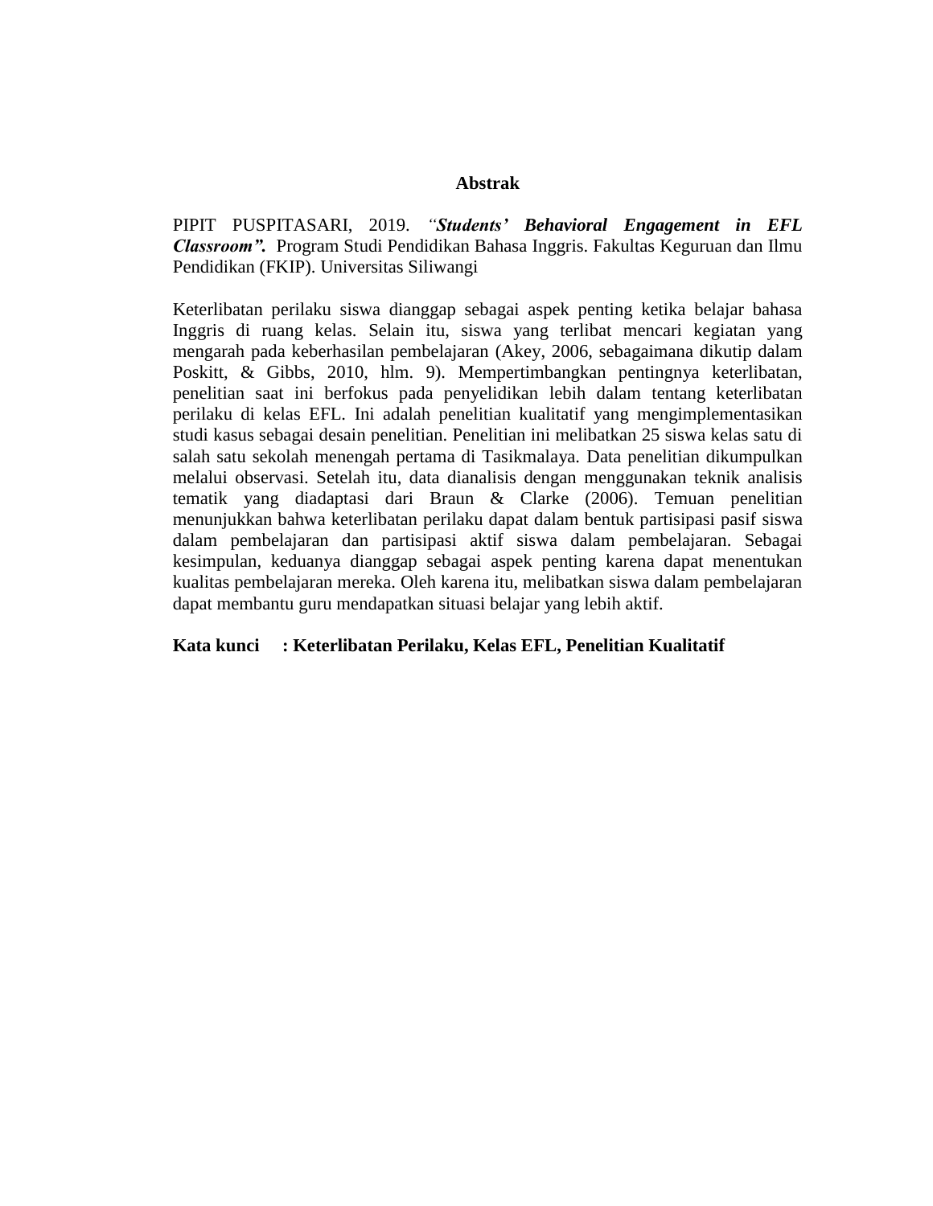# Abstrak

PIPIT PUSPITASARI, 2019. *"**Students' Behavioral Engagement in EFL Classroom".*** Program Studi Pendidikan Bahasa Inggris. Fakultas Keguruan dan Ilmu Pendidikan (FKIP). Universitas Siliwangi

Keterlibatan perilaku siswa dianggap sebagai aspek penting ketika belajar bahasa Inggris di ruang kelas. Selain itu, siswa yang terlibat mencari kegiatan yang mengarah pada keberhasilan pembelajaran (Akey, 2006, sebagaimana dikutip dalam Poskitt, & Gibbs, 2010, hlm. 9). Mempertimbangkan pentingnya keterlibatan, penelitian saat ini berfokus pada penyelidikan lebih dalam tentang keterlibatan perilaku di kelas EFL. Ini adalah penelitian kualitatif yang mengimplementasikan studi kasus sebagai desain penelitian. Penelitian ini melibatkan 25 siswa kelas satu di salah satu sekolah menengah pertama di Tasikmalaya. Data penelitian dikumpulkan melalui observasi. Setelah itu, data dianalisis dengan menggunakan teknik analisis tematik yang diadaptasi dari Braun & Clarke (2006). Temuan penelitian menunjukkan bahwa keterlibatan perilaku dapat dalam bentuk partisipasi pasif siswa dalam pembelajaran dan partisipasi aktif siswa dalam pembelajaran. Sebagai kesimpulan, keduanya dianggap sebagai aspek penting karena dapat menentukan kualitas pembelajaran mereka. Oleh karena itu, melibatkan siswa dalam pembelajaran dapat membantu guru mendapatkan situasi belajar yang lebih aktif.

**Kata kunci : Keterlibatan Perilaku, Kelas EFL, Penelitian Kualitatif**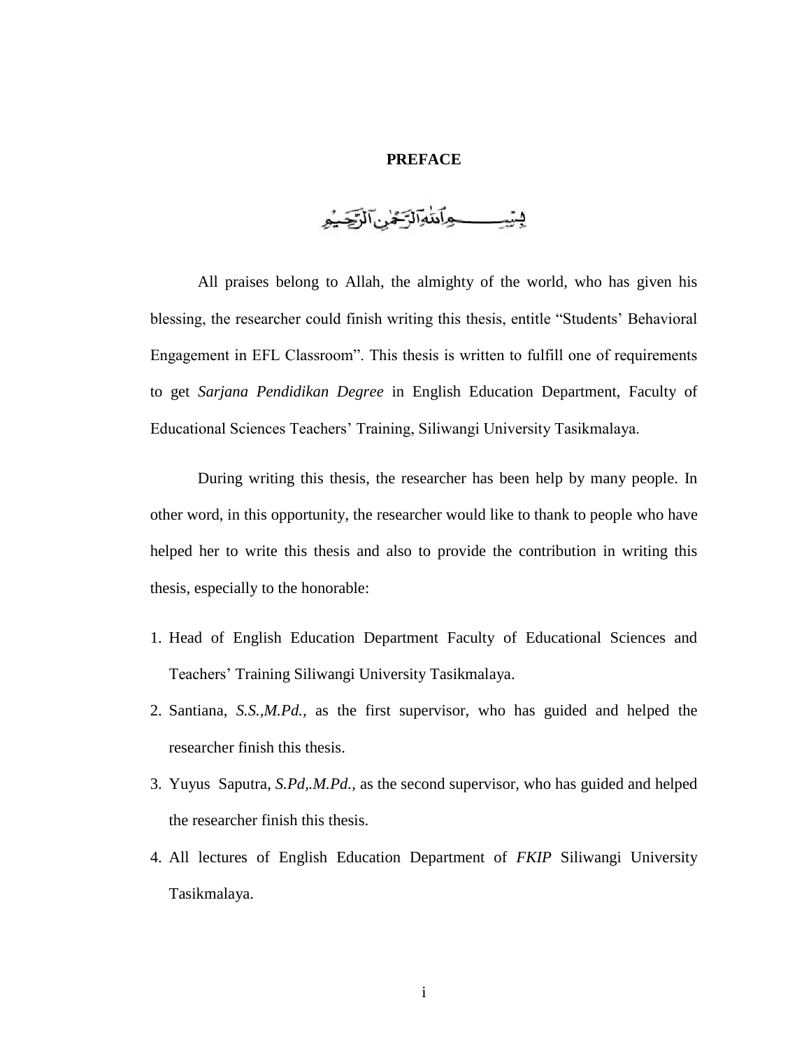# PREFACE

بِسْمِ اللَّهِ الرَّحْمَٰنِ الرَّحِيمِ

All praises belong to Allah, the almighty of the world, who has given his blessing, the researcher could finish writing this thesis, entitle "Students' Behavioral Engagement in EFL Classroom". This thesis is written to fulfill one of requirements to get *Sarjana Pendidikan Degree* in English Education Department, Faculty of Educational Sciences Teachers' Training, Siliwangi University Tasikmalaya.

During writing this thesis, the researcher has been help by many people. In other word, in this opportunity, the researcher would like to thank to people who have helped her to write this thesis and also to provide the contribution in writing this thesis, especially to the honorable:

1. Head of English Education Department Faculty of Educational Sciences and Teachers' Training Siliwangi University Tasikmalaya.
2. Santiana, *S.S.,M.Pd.,* as the first supervisor, who has guided and helped the researcher finish this thesis.
3. Yuyus Saputra, *S.Pd,.M.Pd.,* as the second supervisor, who has guided and helped the researcher finish this thesis.
4. All lectures of English Education Department of *FKIP* Siliwangi University Tasikmalaya.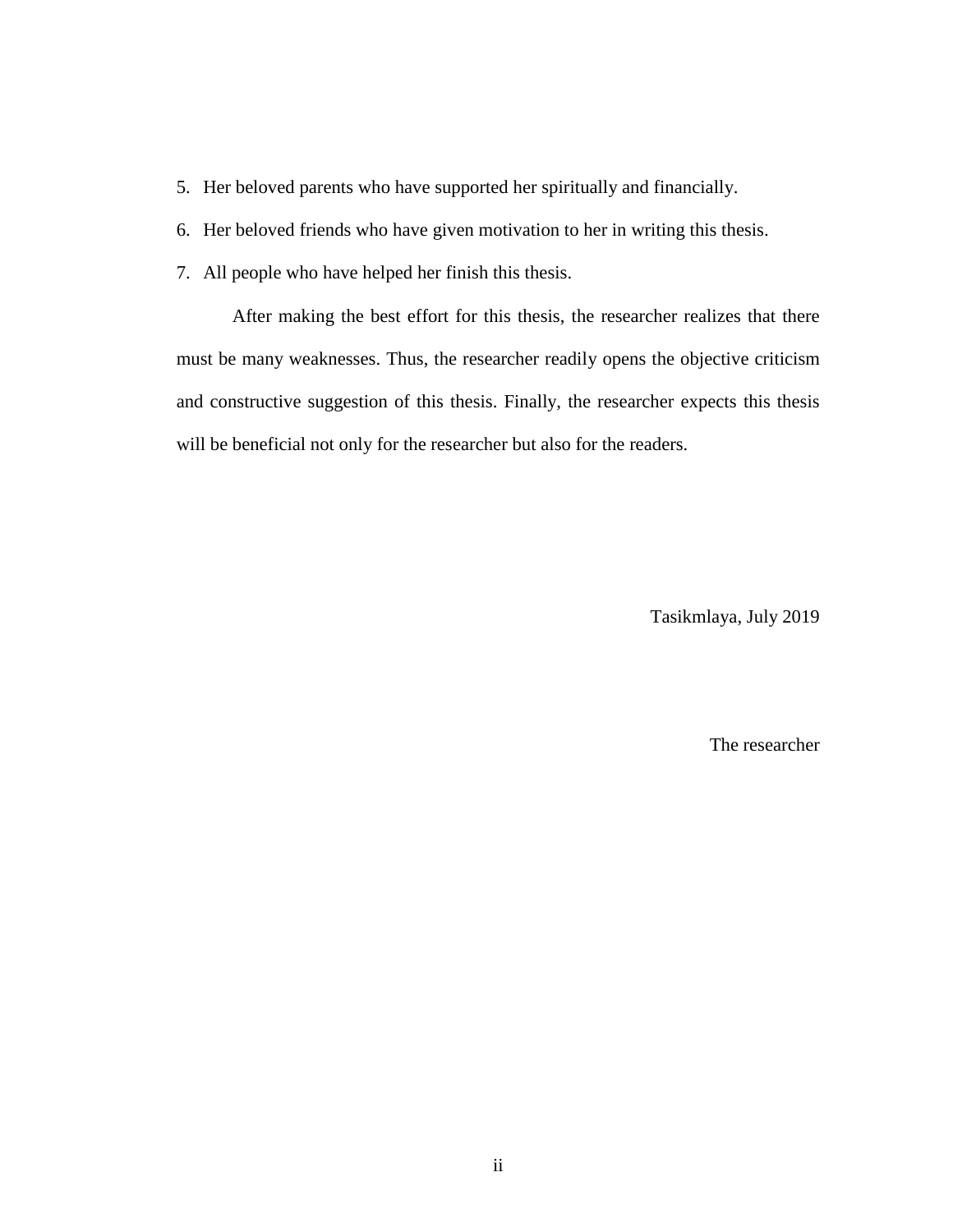5. Her beloved parents who have supported her spiritually and financially.
6. Her beloved friends who have given motivation to her in writing this thesis.
7. All people who have helped her finish this thesis.

After making the best effort for this thesis, the researcher realizes that there must be many weaknesses. Thus, the researcher readily opens the objective criticism and constructive suggestion of this thesis. Finally, the researcher expects this thesis will be beneficial not only for the researcher but also for the readers.

Tasikmlaya, July 2019

The researcher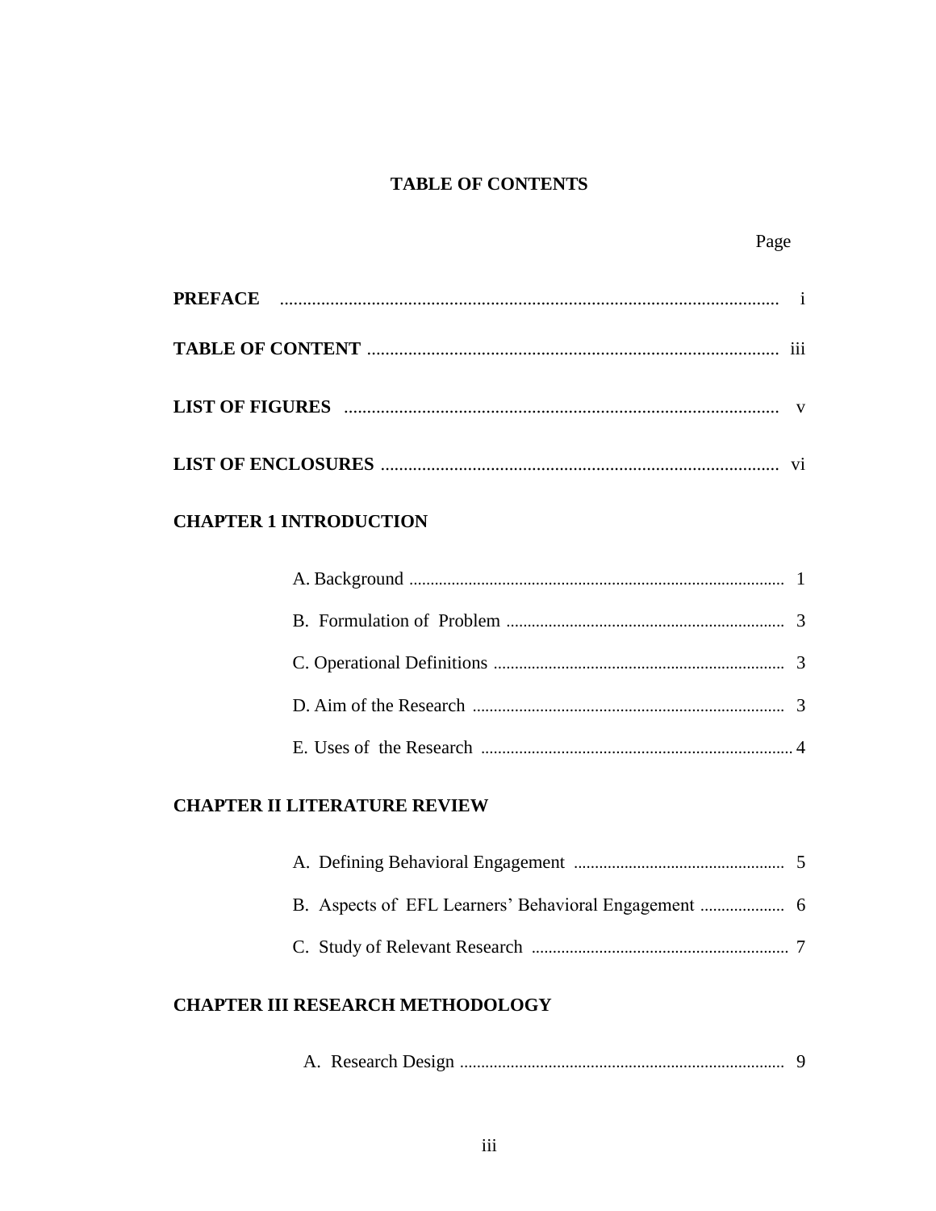# TABLE OF CONTENTS

| | Page |
|---|---|
| **PREFACE** | i |
| **TABLE OF CONTENT** | iii |
| **LIST OF FIGURES** | v |
| **LIST OF ENCLOSURES** | vi |
| **CHAPTER 1 INTRODUCTION** | |
| A. Background | 1 |
| B. Formulation of Problem | 3 |
| C. Operational Definitions | 3 |
| D. Aim of the Research | 3 |
| E. Uses of the Research | 4 |
| **CHAPTER II LITERATURE REVIEW** | |
| A. Defining Behavioral Engagement | 5 |
| B. Aspects of EFL Learners' Behavioral Engagement | 6 |
| C. Study of Relevant Research | 7 |
| **CHAPTER III RESEARCH METHODOLOGY** | |
| A. Research Design | 9 |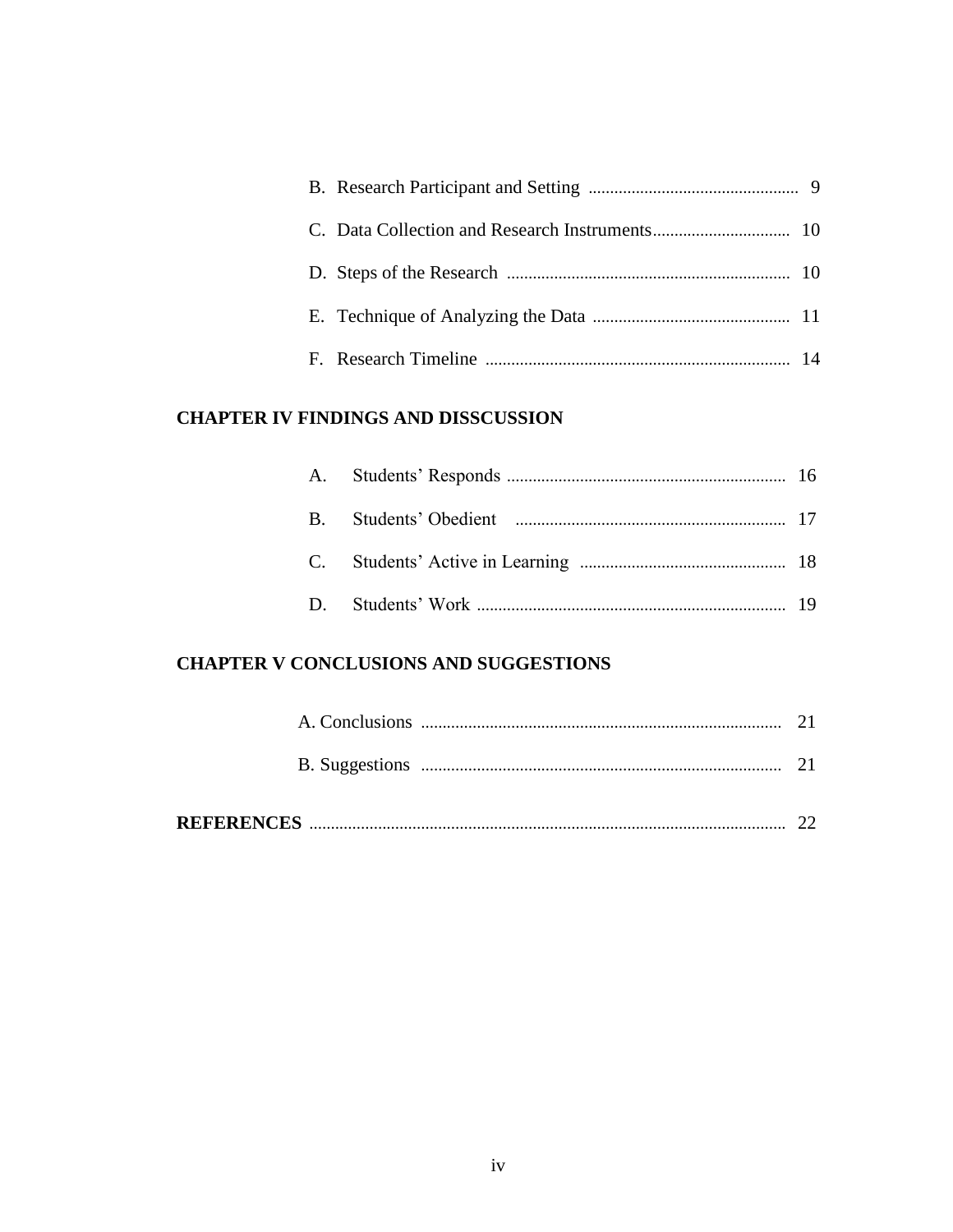B. Research Participant and Setting ................................................ 9

C. Data Collection and Research Instruments................................ 10

D. Steps of the Research .................................................................. 10

E. Technique of Analyzing the Data ............................................. 11

F. Research Timeline ...................................................................... 14

**CHAPTER IV FINDINGS AND DISSCUSSION**

A. Students' Responds ................................................................ 16

B. Students' Obedient .............................................................. 17

C. Students' Active in Learning ................................................ 18

D. Students' Work ........................................................................ 19

**CHAPTER V CONCLUSIONS AND SUGGESTIONS**

A. Conclusions ................................................................................... 21

B. Suggestions ................................................................................... 21

**REFERENCES** .............................................................................................. 22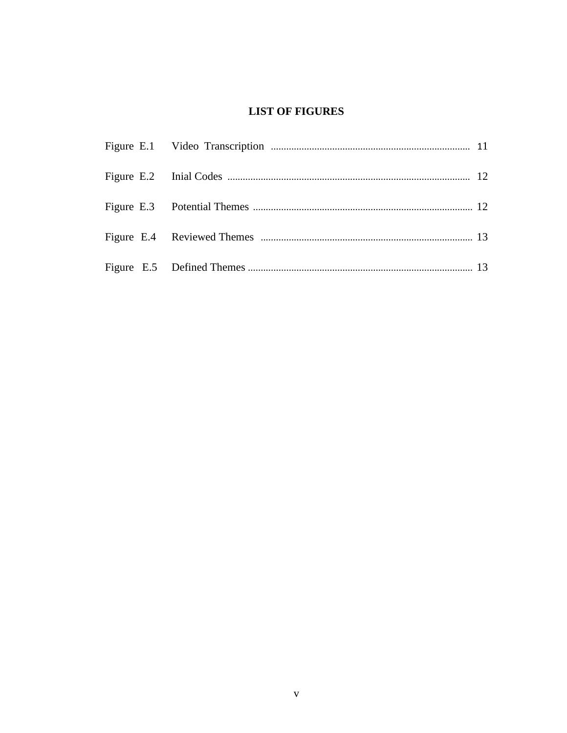## LIST OF FIGURES

| | | |
|---|---|---|
| Figure E.1 | Video Transcription | 11 |
| Figure E.2 | Inial Codes | 12 |
| Figure E.3 | Potential Themes | 12 |
| Figure E.4 | Reviewed Themes | 13 |
| Figure E.5 | Defined Themes | 13 |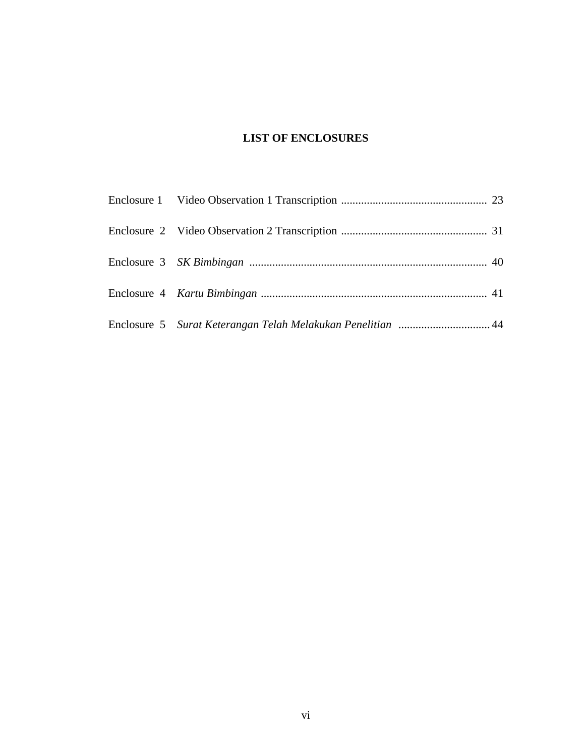# LIST OF ENCLOSURES

Enclosure 1 Video Observation 1 Transcription .................................................. 23

Enclosure 2 Video Observation 2 Transcription .................................................. 31

Enclosure 3 *SK Bimbingan* .................................................................................. 40

Enclosure 4 *Kartu Bimbingan* .............................................................................. 41

Enclosure 5 *Surat Keterangan Telah Melakukan Penelitian* ................................ 44